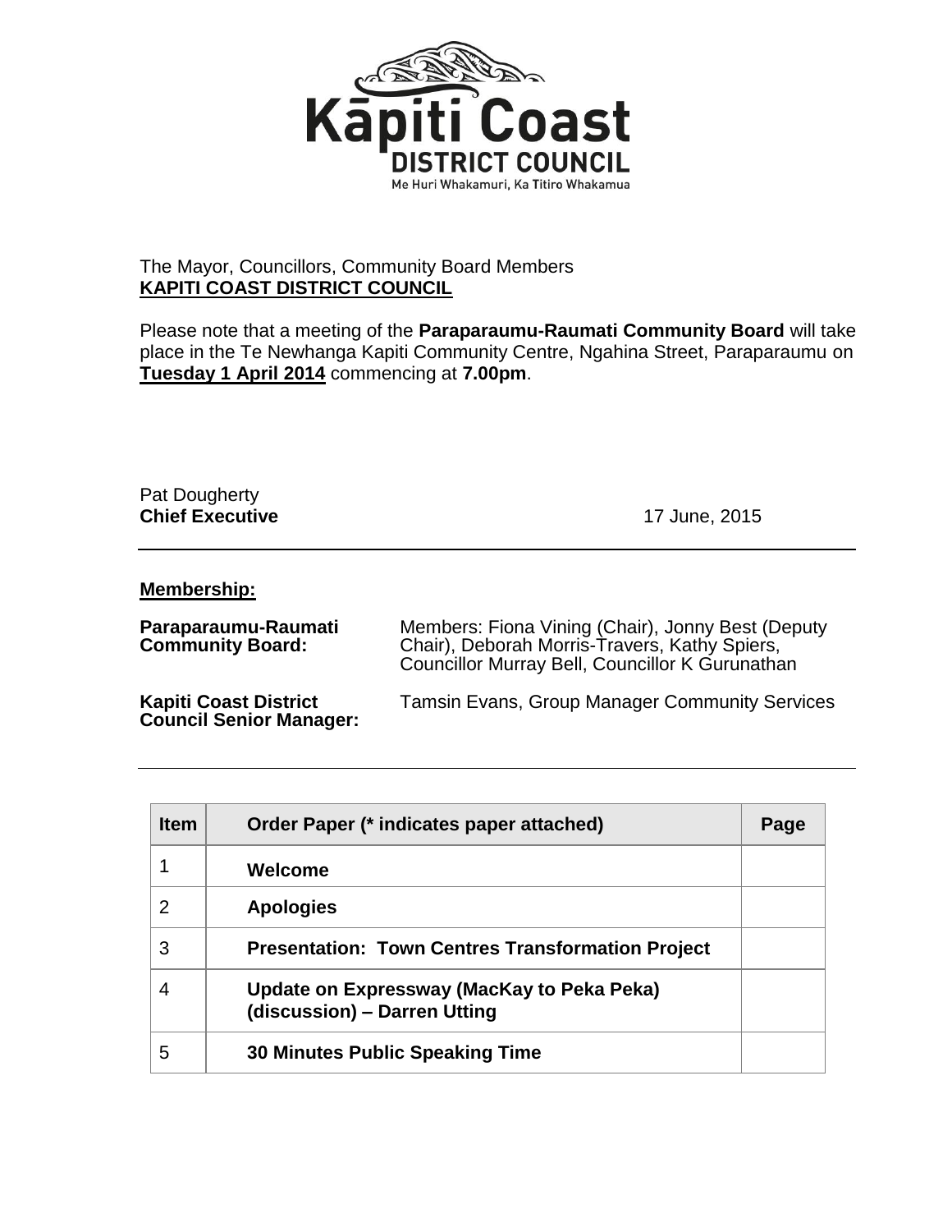Kāpiti Coast
DISTRICT COUNCIL
Me Huri Whakamuri, Ka Titiro Whakamua

The Mayor, Councillors, Community Board Members
**KAPITI COAST DISTRICT COUNCIL**

Please note that a meeting of the **Paraparaumu-Raumati Community Board** will take place in the Te Newhanga Kapiti Community Centre, Ngahina Street, Paraparaumu on **Tuesday 1 April 2014** commencing at **7.00pm**.

Pat Dougherty
**Chief Executive**

17 June, 2015

---

**Membership:**

**Paraparaumu-Raumati Community Board:** Members: Fiona Vining (Chair), Jonny Best (Deputy Chair), Deborah Morris-Travers, Kathy Spiers, Councillor Murray Bell, Councillor K Gurunathan

**Kapiti Coast District Council Senior Manager:** Tamsin Evans, Group Manager Community Services

---

| Item | Order Paper (* indicates paper attached) | Page |
|---|---|---|
| 1 | **Welcome** | |
| 2 | **Apologies** | |
| 3 | **Presentation: Town Centres Transformation Project** | |
| 4 | **Update on Expressway (MacKay to Peka Peka) (discussion) – Darren Utting** | |
| 5 | **30 Minutes Public Speaking Time** | |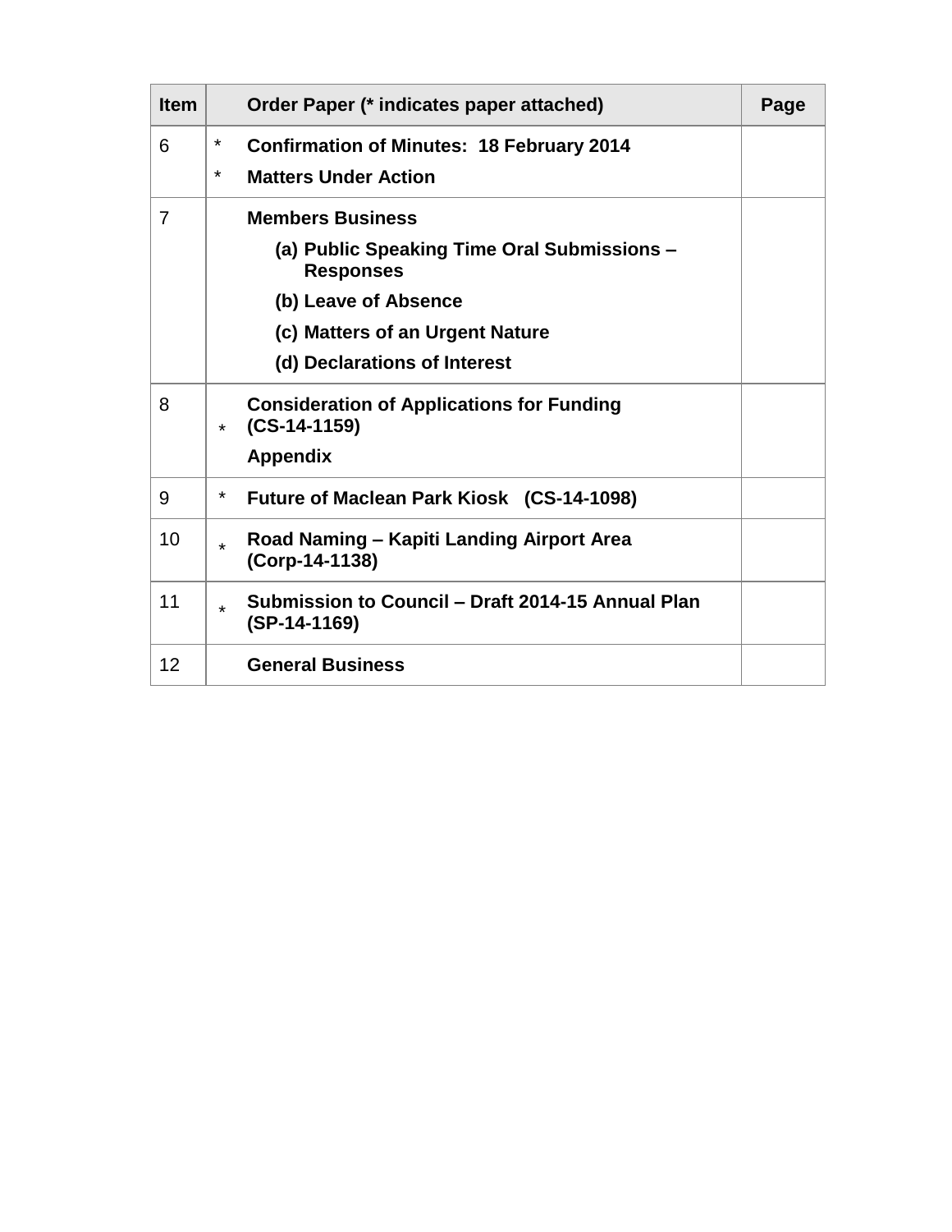| Item | | Order Paper (* indicates paper attached) | Page |
|---|---|---|---|
| 6 | *<br>* | **Confirmation of Minutes: 18 February 2014**<br>**Matters Under Action** | |
| 7 | | **Members Business**<br>**(a) Public Speaking Time Oral Submissions – Responses**<br>**(b) Leave of Absence**<br>**(c) Matters of an Urgent Nature**<br>**(d) Declarations of Interest** | |
| 8 | * | **Consideration of Applications for Funding (CS-14-1159)**<br>**Appendix** | |
| 9 | * | **Future of Maclean Park Kiosk (CS-14-1098)** | |
| 10 | * | **Road Naming – Kapiti Landing Airport Area (Corp-14-1138)** | |
| 11 | * | **Submission to Council – Draft 2014-15 Annual Plan (SP-14-1169)** | |
| 12 | | **General Business** | |